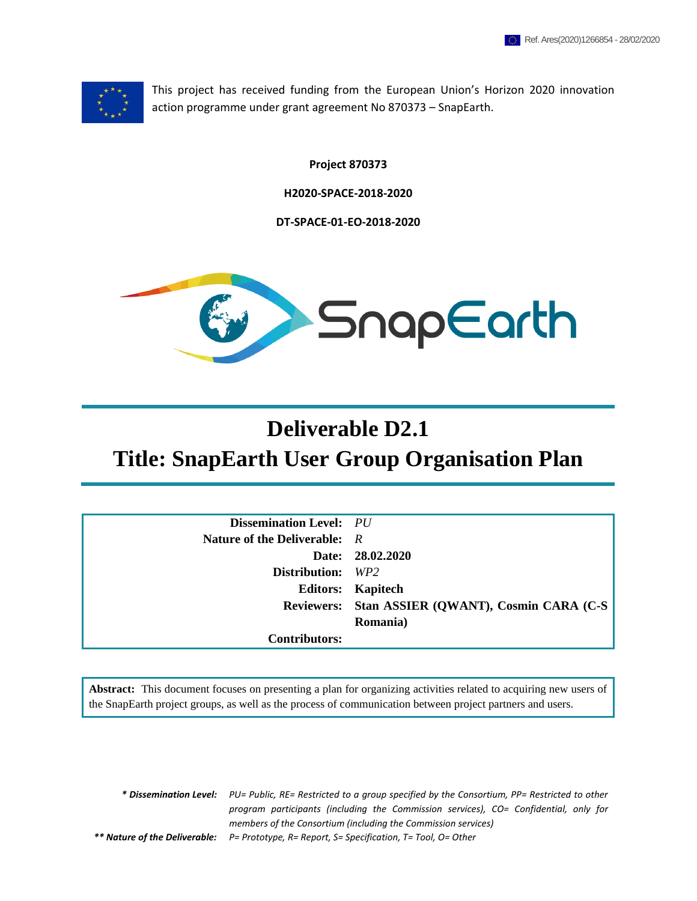Ref. Ares(2020)1266854 - 28/02/2020

This project has received funding from the European Union's Horizon 2020 innovation action programme under grant agreement No 870373 – SnapEarth.

**Project 870373**

**H2020-SPACE-2018-2020**

**DT-SPACE-01-EO-2018-2020**

# Deliverable D2.1

# Title: SnapEarth User Group Organisation Plan

| | |
|---|---|
| **Dissemination Level:** | *PU* |
| **Nature of the Deliverable:** | *R* |
| **Date:** | **28.02.2020** |
| **Distribution:** | *WP2* |
| **Editors:** | **Kapitech** |
| **Reviewers:** | **Stan ASSIER (QWANT), Cosmin CARA (C-S Romania)** |
| **Contributors:** | |

**Abstract:** This document focuses on presenting a plan for organizing activities related to acquiring new users of the SnapEarth project groups, as well as the process of communication between project partners and users.

***\* Dissemination Level:*** *PU= Public, RE= Restricted to a group specified by the Consortium, PP= Restricted to other program participants (including the Commission services), CO= Confidential, only for members of the Consortium (including the Commission services)*

***\*\* Nature of the Deliverable:*** *P= Prototype, R= Report, S= Specification, T= Tool, O= Other*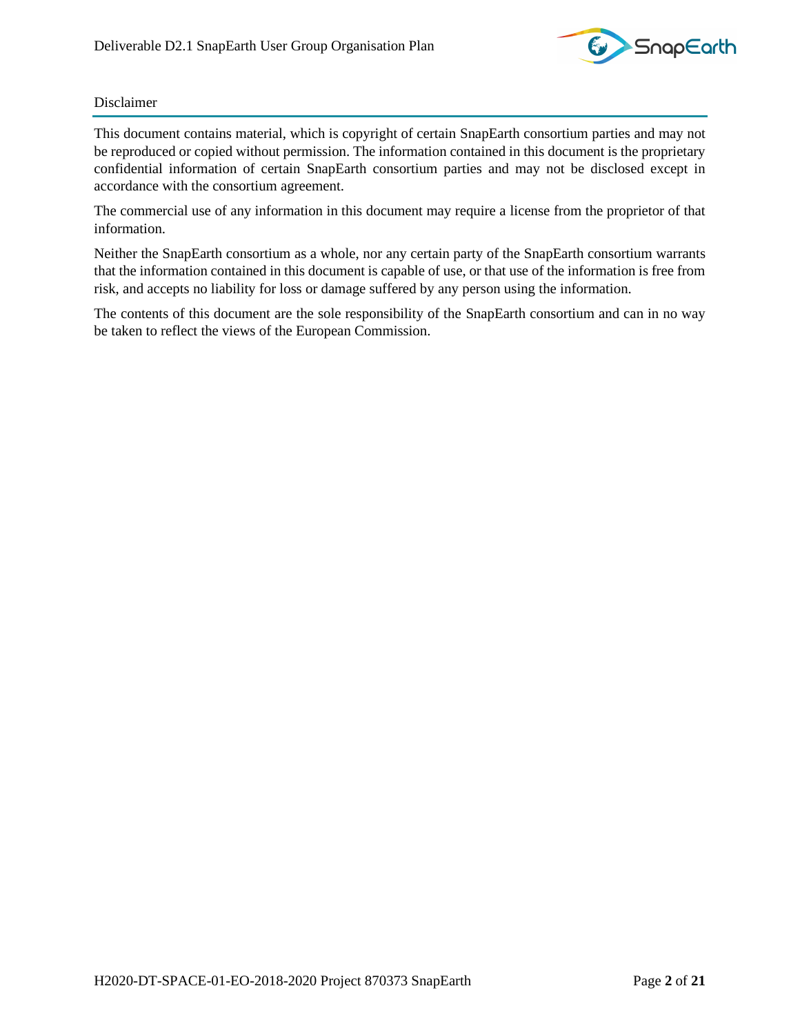Disclaimer

This document contains material, which is copyright of certain SnapEarth consortium parties and may not be reproduced or copied without permission. The information contained in this document is the proprietary confidential information of certain SnapEarth consortium parties and may not be disclosed except in accordance with the consortium agreement.

The commercial use of any information in this document may require a license from the proprietor of that information.

Neither the SnapEarth consortium as a whole, nor any certain party of the SnapEarth consortium warrants that the information contained in this document is capable of use, or that use of the information is free from risk, and accepts no liability for loss or damage suffered by any person using the information.

The contents of this document are the sole responsibility of the SnapEarth consortium and can in no way be taken to reflect the views of the European Commission.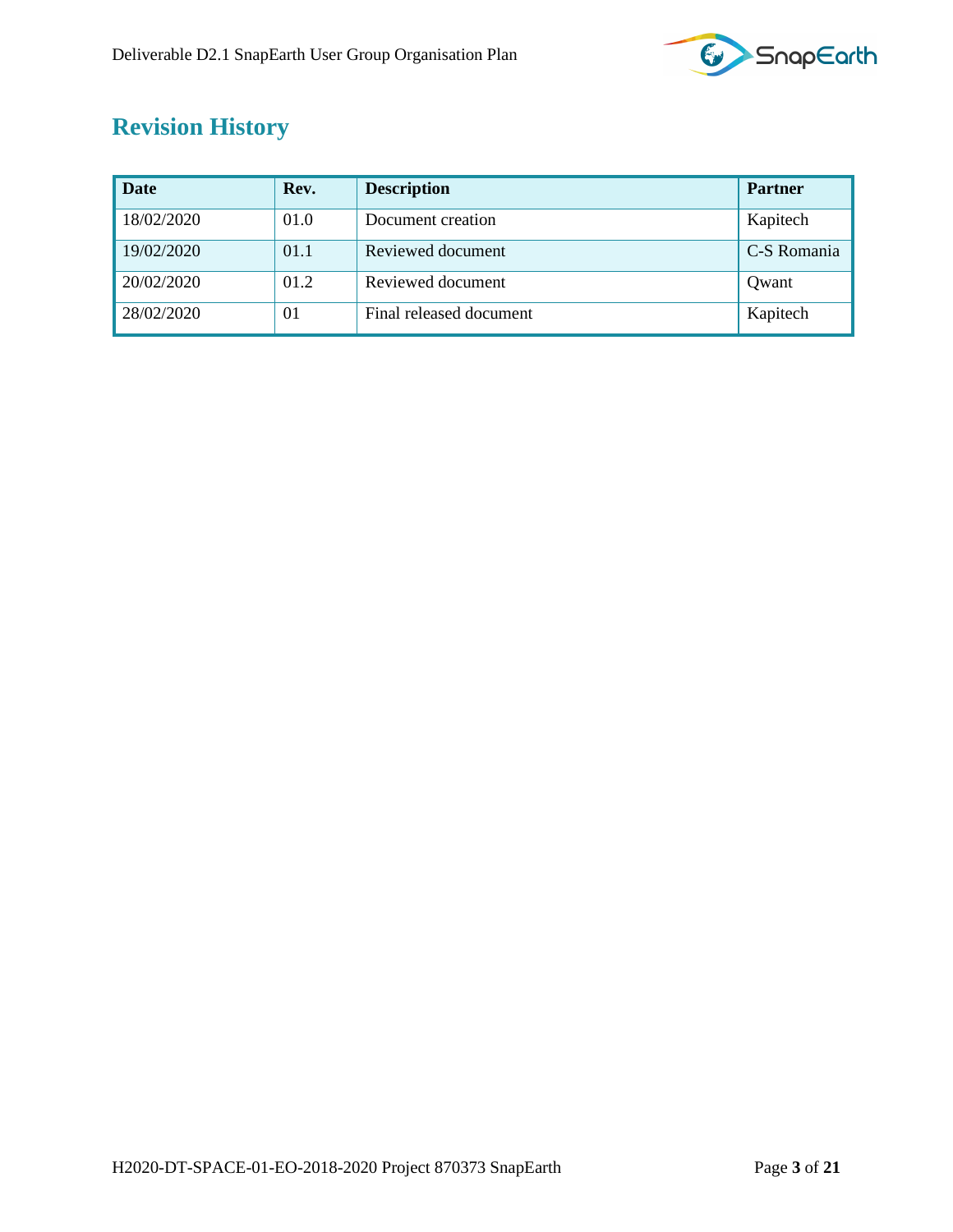# Revision History

| Date | Rev. | Description | Partner |
|---|---|---|---|
| 18/02/2020 | 01.0 | Document creation | Kapitech |
| 19/02/2020 | 01.1 | Reviewed document | C-S Romania |
| 20/02/2020 | 01.2 | Reviewed document | Qwant |
| 28/02/2020 | 01 | Final released document | Kapitech |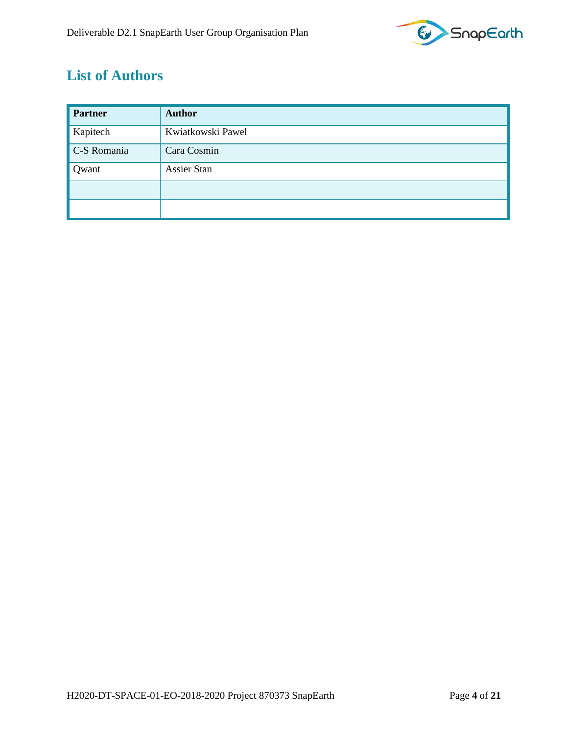# List of Authors

| Partner | Author |
| --- | --- |
| Kapitech | Kwiatkowski Pawel |
| C-S Romania | Cara Cosmin |
| Qwant | Assier Stan |
| | |
| | |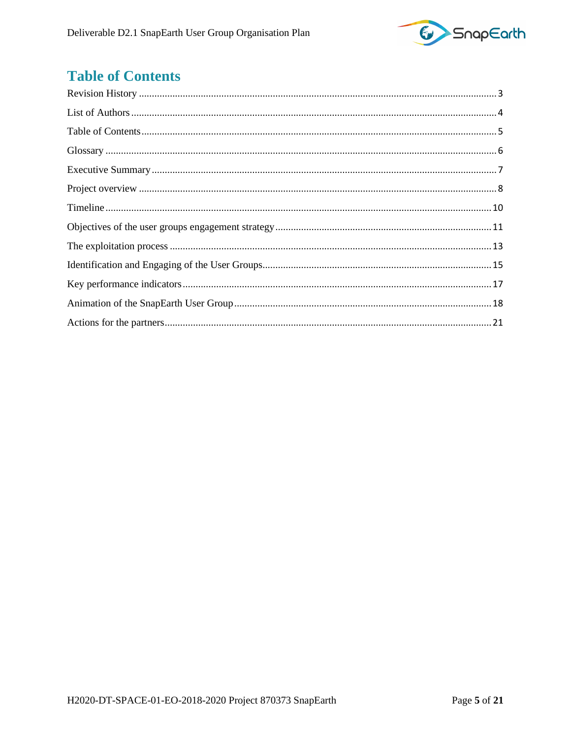# Table of Contents

Revision History ........................................................................................................................... 3

List of Authors ............................................................................................................................... 4

Table of Contents ......................................................................................................................... 5

Glossary ........................................................................................................................................ 6

Executive Summary ...................................................................................................................... 7

Project overview ........................................................................................................................... 8

Timeline ....................................................................................................................................... 10

Objectives of the user groups engagement strategy ................................................................... 11

The exploitation process ............................................................................................................. 13

Identification and Engaging of the User Groups......................................................................... 15

Key performance indicators ........................................................................................................ 17

Animation of the SnapEarth User Group .................................................................................... 18

Actions for the partners ............................................................................................................... 21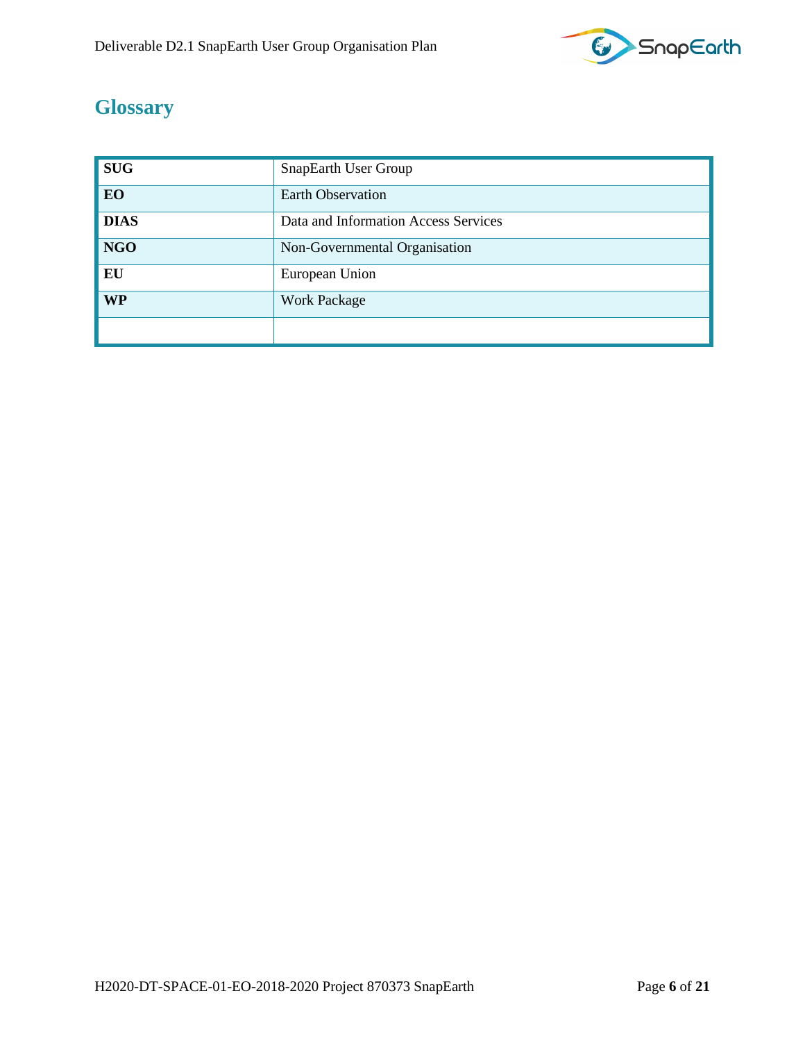# Glossary

| | |
|---|---|
| **SUG** | SnapEarth User Group |
| **EO** | Earth Observation |
| **DIAS** | Data and Information Access Services |
| **NGO** | Non-Governmental Organisation |
| **EU** | European Union |
| **WP** | Work Package |
| | |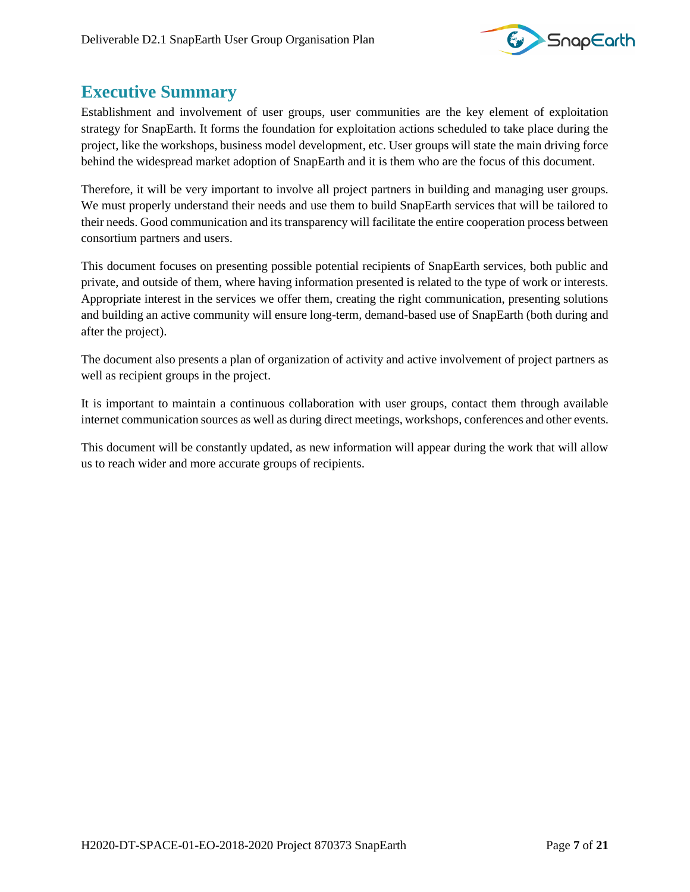# Executive Summary

Establishment and involvement of user groups, user communities are the key element of exploitation strategy for SnapEarth. It forms the foundation for exploitation actions scheduled to take place during the project, like the workshops, business model development, etc. User groups will state the main driving force behind the widespread market adoption of SnapEarth and it is them who are the focus of this document.

Therefore, it will be very important to involve all project partners in building and managing user groups. We must properly understand their needs and use them to build SnapEarth services that will be tailored to their needs. Good communication and its transparency will facilitate the entire cooperation process between consortium partners and users.

This document focuses on presenting possible potential recipients of SnapEarth services, both public and private, and outside of them, where having information presented is related to the type of work or interests. Appropriate interest in the services we offer them, creating the right communication, presenting solutions and building an active community will ensure long-term, demand-based use of SnapEarth (both during and after the project).

The document also presents a plan of organization of activity and active involvement of project partners as well as recipient groups in the project.

It is important to maintain a continuous collaboration with user groups, contact them through available internet communication sources as well as during direct meetings, workshops, conferences and other events.

This document will be constantly updated, as new information will appear during the work that will allow us to reach wider and more accurate groups of recipients.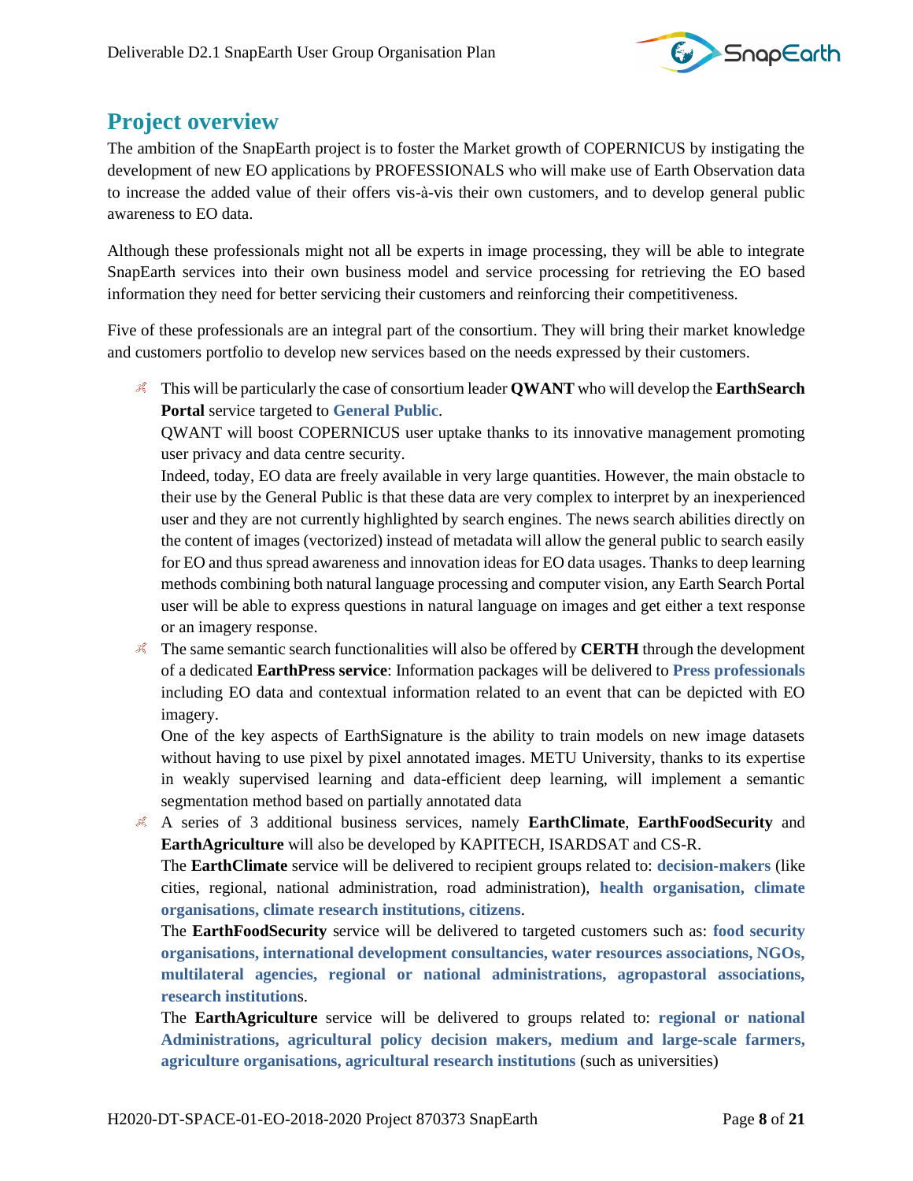## Project overview

The ambition of the SnapEarth project is to foster the Market growth of COPERNICUS by instigating the development of new EO applications by PROFESSIONALS who will make use of Earth Observation data to increase the added value of their offers vis-à-vis their own customers, and to develop general public awareness to EO data.

Although these professionals might not all be experts in image processing, they will be able to integrate SnapEarth services into their own business model and service processing for retrieving the EO based information they need for better servicing their customers and reinforcing their competitiveness.

Five of these professionals are an integral part of the consortium. They will bring their market knowledge and customers portfolio to develop new services based on the needs expressed by their customers.

- This will be particularly the case of consortium leader **QWANT** who will develop the **EarthSearch Portal** service targeted to **General Public**.
  QWANT will boost COPERNICUS user uptake thanks to its innovative management promoting user privacy and data centre security.
  Indeed, today, EO data are freely available in very large quantities. However, the main obstacle to their use by the General Public is that these data are very complex to interpret by an inexperienced user and they are not currently highlighted by search engines. The news search abilities directly on the content of images (vectorized) instead of metadata will allow the general public to search easily for EO and thus spread awareness and innovation ideas for EO data usages. Thanks to deep learning methods combining both natural language processing and computer vision, any Earth Search Portal user will be able to express questions in natural language on images and get either a text response or an imagery response.
- The same semantic search functionalities will also be offered by **CERTH** through the development of a dedicated **EarthPress service**: Information packages will be delivered to **Press professionals** including EO data and contextual information related to an event that can be depicted with EO imagery.
  One of the key aspects of EarthSignature is the ability to train models on new image datasets without having to use pixel by pixel annotated images. METU University, thanks to its expertise in weakly supervised learning and data-efficient deep learning, will implement a semantic segmentation method based on partially annotated data
- A series of 3 additional business services, namely **EarthClimate**, **EarthFoodSecurity** and **EarthAgriculture** will also be developed by KAPITECH, ISARDSAT and CS-R.
  The **EarthClimate** service will be delivered to recipient groups related to: **decision-makers** (like cities, regional, national administration, road administration), **health organisation, climate organisations, climate research institutions, citizens**.
  The **EarthFoodSecurity** service will be delivered to targeted customers such as: **food security organisations, international development consultancies, water resources associations, NGOs, multilateral agencies, regional or national administrations, agropastoral associations, research institution**s.
  The **EarthAgriculture** service will be delivered to groups related to: **regional or national Administrations, agricultural policy decision makers, medium and large-scale farmers, agriculture organisations, agricultural research institutions** (such as universities)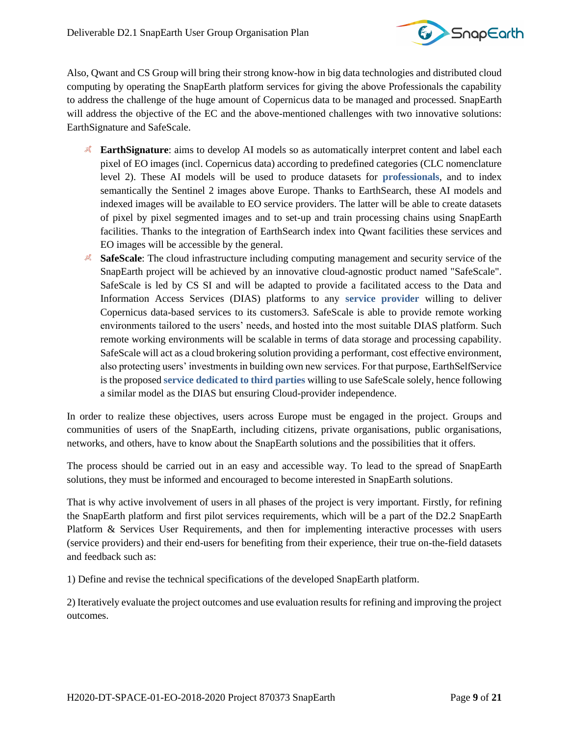Also, Qwant and CS Group will bring their strong know-how in big data technologies and distributed cloud computing by operating the SnapEarth platform services for giving the above Professionals the capability to address the challenge of the huge amount of Copernicus data to be managed and processed. SnapEarth will address the objective of the EC and the above-mentioned challenges with two innovative solutions: EarthSignature and SafeScale.

- **EarthSignature**: aims to develop AI models so as automatically interpret content and label each pixel of EO images (incl. Copernicus data) according to predefined categories (CLC nomenclature level 2). These AI models will be used to produce datasets for **professionals**, and to index semantically the Sentinel 2 images above Europe. Thanks to EarthSearch, these AI models and indexed images will be available to EO service providers. The latter will be able to create datasets of pixel by pixel segmented images and to set-up and train processing chains using SnapEarth facilities. Thanks to the integration of EarthSearch index into Qwant facilities these services and EO images will be accessible by the general.
- **SafeScale**: The cloud infrastructure including computing management and security service of the SnapEarth project will be achieved by an innovative cloud-agnostic product named "SafeScale". SafeScale is led by CS SI and will be adapted to provide a facilitated access to the Data and Information Access Services (DIAS) platforms to any **service provider** willing to deliver Copernicus data-based services to its customers3. SafeScale is able to provide remote working environments tailored to the users' needs, and hosted into the most suitable DIAS platform. Such remote working environments will be scalable in terms of data storage and processing capability. SafeScale will act as a cloud brokering solution providing a performant, cost effective environment, also protecting users' investments in building own new services. For that purpose, EarthSelfService is the proposed **service dedicated to third parties** willing to use SafeScale solely, hence following a similar model as the DIAS but ensuring Cloud-provider independence.

In order to realize these objectives, users across Europe must be engaged in the project. Groups and communities of users of the SnapEarth, including citizens, private organisations, public organisations, networks, and others, have to know about the SnapEarth solutions and the possibilities that it offers.

The process should be carried out in an easy and accessible way. To lead to the spread of SnapEarth solutions, they must be informed and encouraged to become interested in SnapEarth solutions.

That is why active involvement of users in all phases of the project is very important. Firstly, for refining the SnapEarth platform and first pilot services requirements, which will be a part of the D2.2 SnapEarth Platform & Services User Requirements, and then for implementing interactive processes with users (service providers) and their end-users for benefiting from their experience, their true on-the-field datasets and feedback such as:

1) Define and revise the technical specifications of the developed SnapEarth platform.

2) Iteratively evaluate the project outcomes and use evaluation results for refining and improving the project outcomes.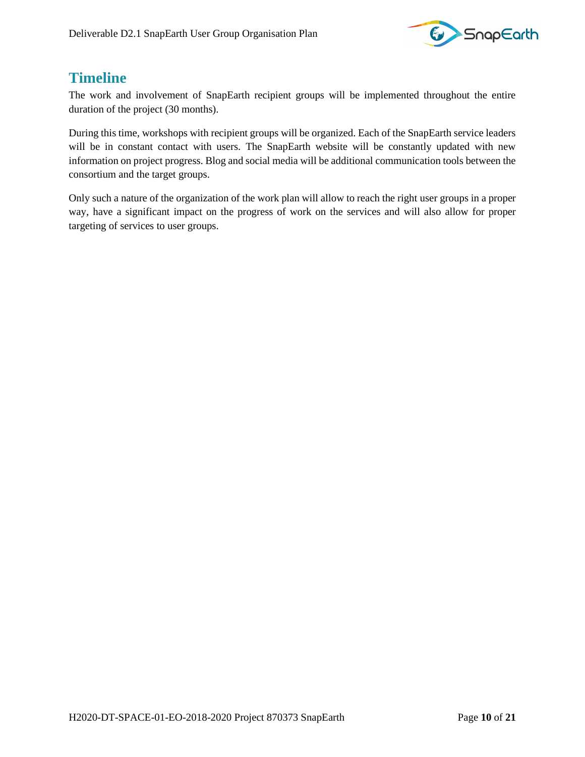## Timeline

The work and involvement of SnapEarth recipient groups will be implemented throughout the entire duration of the project (30 months).

During this time, workshops with recipient groups will be organized. Each of the SnapEarth service leaders will be in constant contact with users. The SnapEarth website will be constantly updated with new information on project progress. Blog and social media will be additional communication tools between the consortium and the target groups.

Only such a nature of the organization of the work plan will allow to reach the right user groups in a proper way, have a significant impact on the progress of work on the services and will also allow for proper targeting of services to user groups.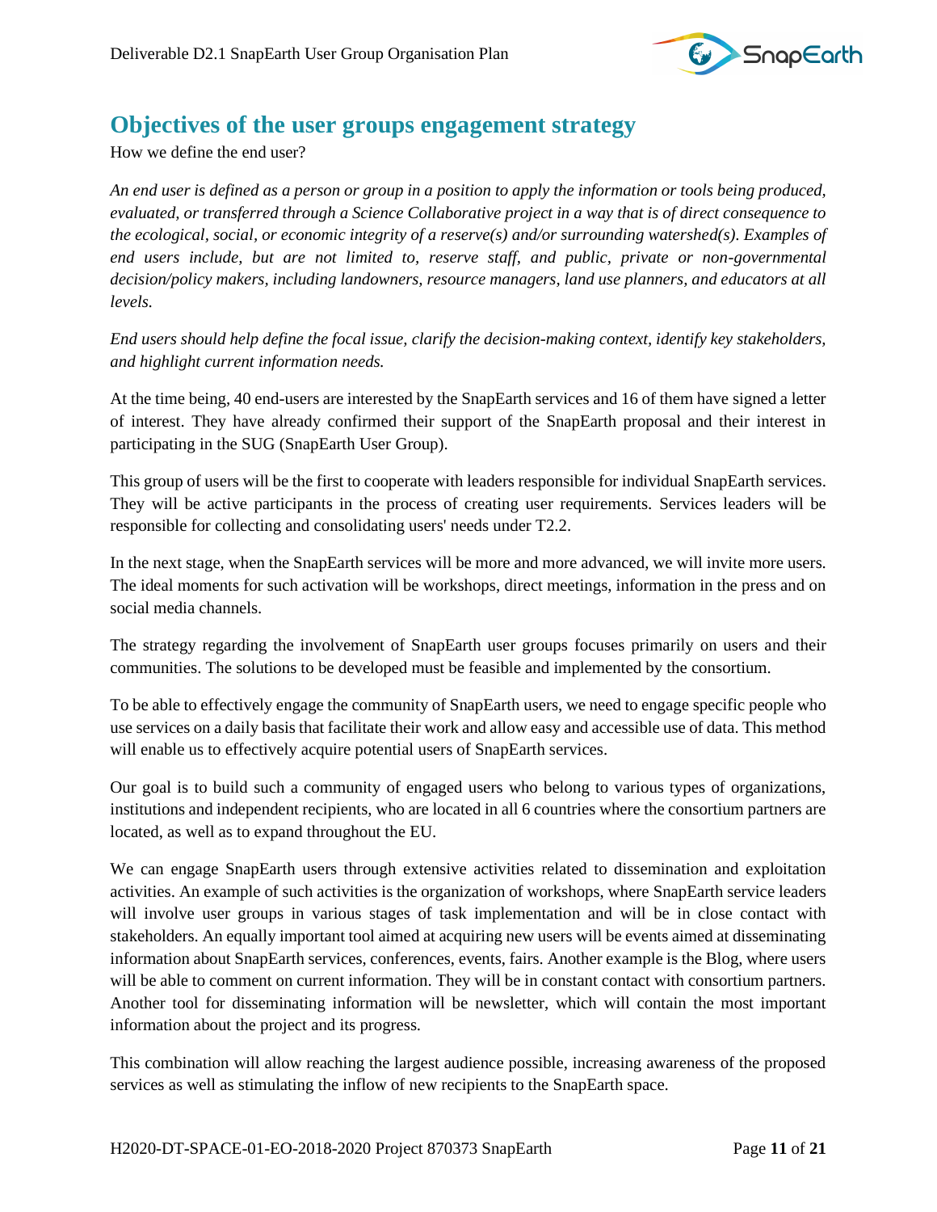## Objectives of the user groups engagement strategy

How we define the end user?

*An end user is defined as a person or group in a position to apply the information or tools being produced, evaluated, or transferred through a Science Collaborative project in a way that is of direct consequence to the ecological, social, or economic integrity of a reserve(s) and/or surrounding watershed(s). Examples of end users include, but are not limited to, reserve staff, and public, private or non-governmental decision/policy makers, including landowners, resource managers, land use planners, and educators at all levels.*

*End users should help define the focal issue, clarify the decision-making context, identify key stakeholders, and highlight current information needs.*

At the time being, 40 end-users are interested by the SnapEarth services and 16 of them have signed a letter of interest. They have already confirmed their support of the SnapEarth proposal and their interest in participating in the SUG (SnapEarth User Group).

This group of users will be the first to cooperate with leaders responsible for individual SnapEarth services. They will be active participants in the process of creating user requirements. Services leaders will be responsible for collecting and consolidating users' needs under T2.2.

In the next stage, when the SnapEarth services will be more and more advanced, we will invite more users. The ideal moments for such activation will be workshops, direct meetings, information in the press and on social media channels.

The strategy regarding the involvement of SnapEarth user groups focuses primarily on users and their communities. The solutions to be developed must be feasible and implemented by the consortium.

To be able to effectively engage the community of SnapEarth users, we need to engage specific people who use services on a daily basis that facilitate their work and allow easy and accessible use of data. This method will enable us to effectively acquire potential users of SnapEarth services.

Our goal is to build such a community of engaged users who belong to various types of organizations, institutions and independent recipients, who are located in all 6 countries where the consortium partners are located, as well as to expand throughout the EU.

We can engage SnapEarth users through extensive activities related to dissemination and exploitation activities. An example of such activities is the organization of workshops, where SnapEarth service leaders will involve user groups in various stages of task implementation and will be in close contact with stakeholders. An equally important tool aimed at acquiring new users will be events aimed at disseminating information about SnapEarth services, conferences, events, fairs. Another example is the Blog, where users will be able to comment on current information. They will be in constant contact with consortium partners. Another tool for disseminating information will be newsletter, which will contain the most important information about the project and its progress.

This combination will allow reaching the largest audience possible, increasing awareness of the proposed services as well as stimulating the inflow of new recipients to the SnapEarth space.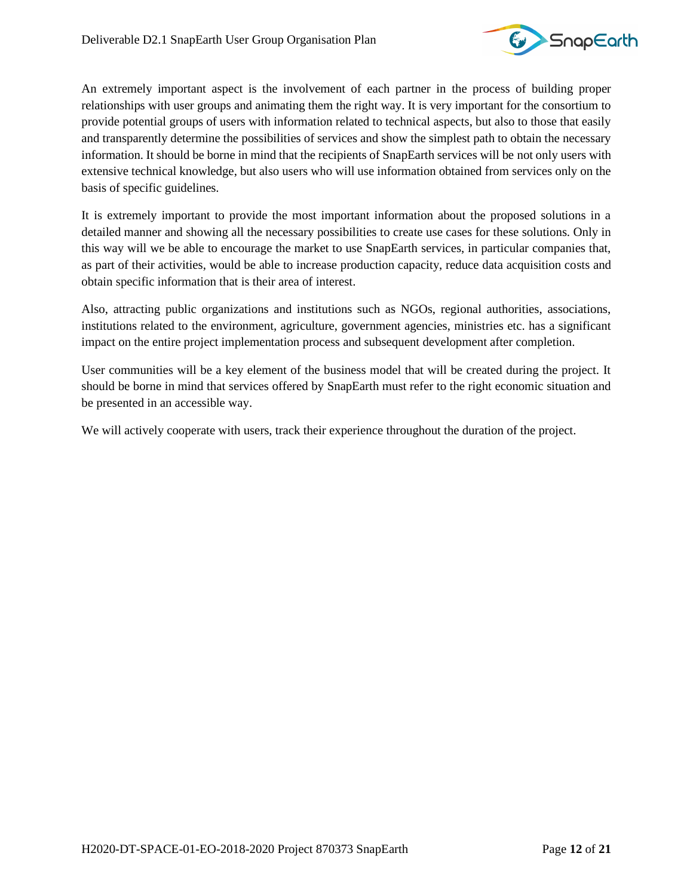An extremely important aspect is the involvement of each partner in the process of building proper relationships with user groups and animating them the right way. It is very important for the consortium to provide potential groups of users with information related to technical aspects, but also to those that easily and transparently determine the possibilities of services and show the simplest path to obtain the necessary information. It should be borne in mind that the recipients of SnapEarth services will be not only users with extensive technical knowledge, but also users who will use information obtained from services only on the basis of specific guidelines.

It is extremely important to provide the most important information about the proposed solutions in a detailed manner and showing all the necessary possibilities to create use cases for these solutions. Only in this way will we be able to encourage the market to use SnapEarth services, in particular companies that, as part of their activities, would be able to increase production capacity, reduce data acquisition costs and obtain specific information that is their area of interest.

Also, attracting public organizations and institutions such as NGOs, regional authorities, associations, institutions related to the environment, agriculture, government agencies, ministries etc. has a significant impact on the entire project implementation process and subsequent development after completion.

User communities will be a key element of the business model that will be created during the project. It should be borne in mind that services offered by SnapEarth must refer to the right economic situation and be presented in an accessible way.

We will actively cooperate with users, track their experience throughout the duration of the project.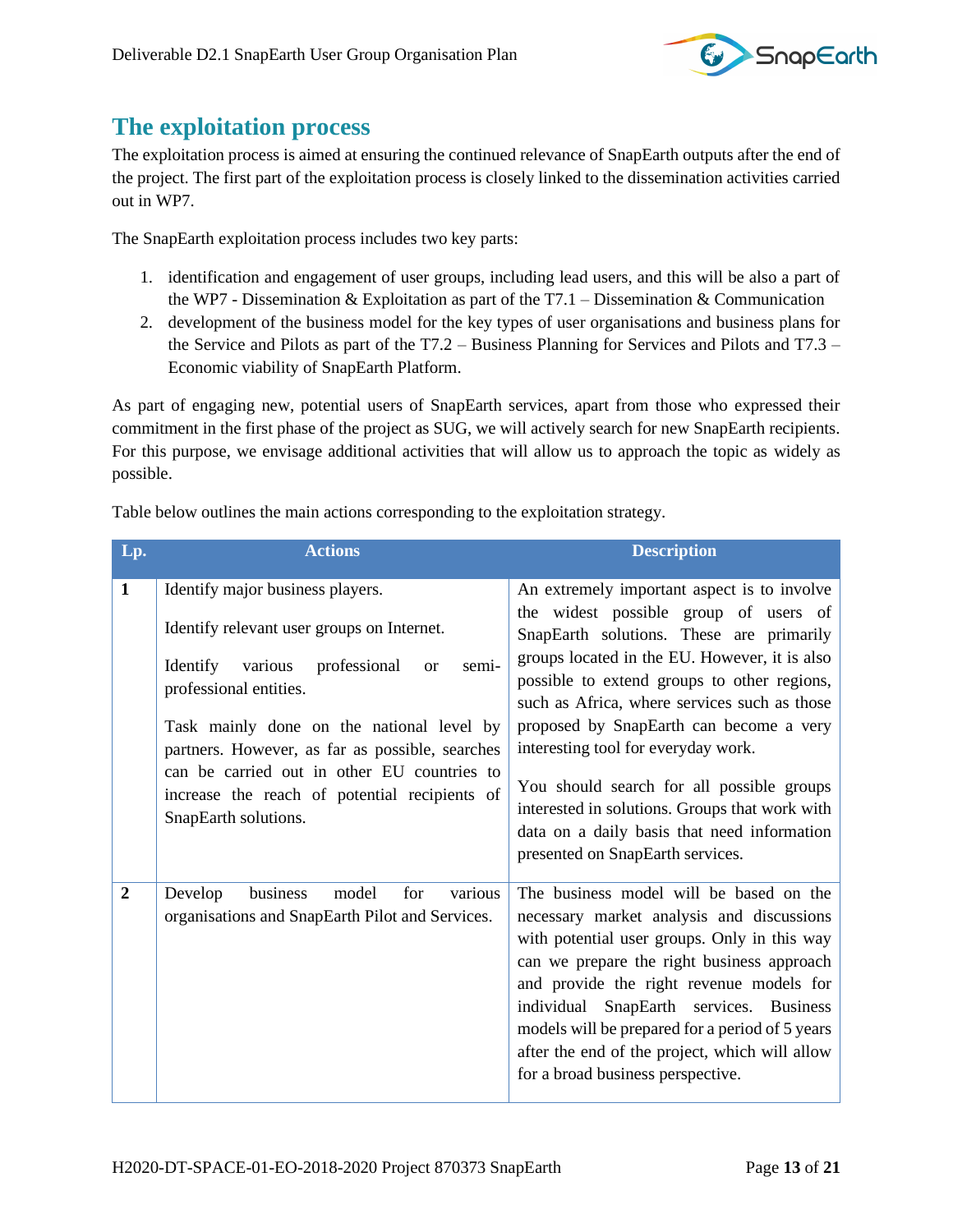## The exploitation process

The exploitation process is aimed at ensuring the continued relevance of SnapEarth outputs after the end of the project. The first part of the exploitation process is closely linked to the dissemination activities carried out in WP7.

The SnapEarth exploitation process includes two key parts:

1. identification and engagement of user groups, including lead users, and this will be also a part of the WP7 - Dissemination & Exploitation as part of the T7.1 – Dissemination & Communication
2. development of the business model for the key types of user organisations and business plans for the Service and Pilots as part of the T7.2 – Business Planning for Services and Pilots and T7.3 – Economic viability of SnapEarth Platform.

As part of engaging new, potential users of SnapEarth services, apart from those who expressed their commitment in the first phase of the project as SUG, we will actively search for new SnapEarth recipients. For this purpose, we envisage additional activities that will allow us to approach the topic as widely as possible.

Table below outlines the main actions corresponding to the exploitation strategy.

| Lp. | Actions | Description |
|---|---|---|
| **1** | Identify major business players.<br><br>Identify relevant user groups on Internet.<br><br>Identify various professional or semi-professional entities.<br><br>Task mainly done on the national level by partners. However, as far as possible, searches can be carried out in other EU countries to increase the reach of potential recipients of SnapEarth solutions. | An extremely important aspect is to involve the widest possible group of users of SnapEarth solutions. These are primarily groups located in the EU. However, it is also possible to extend groups to other regions, such as Africa, where services such as those proposed by SnapEarth can become a very interesting tool for everyday work.<br><br>You should search for all possible groups interested in solutions. Groups that work with data on a daily basis that need information presented on SnapEarth services. |
| **2** | Develop business model for various organisations and SnapEarth Pilot and Services. | The business model will be based on the necessary market analysis and discussions with potential user groups. Only in this way can we prepare the right business approach and provide the right revenue models for individual SnapEarth services. Business models will be prepared for a period of 5 years after the end of the project, which will allow for a broad business perspective. |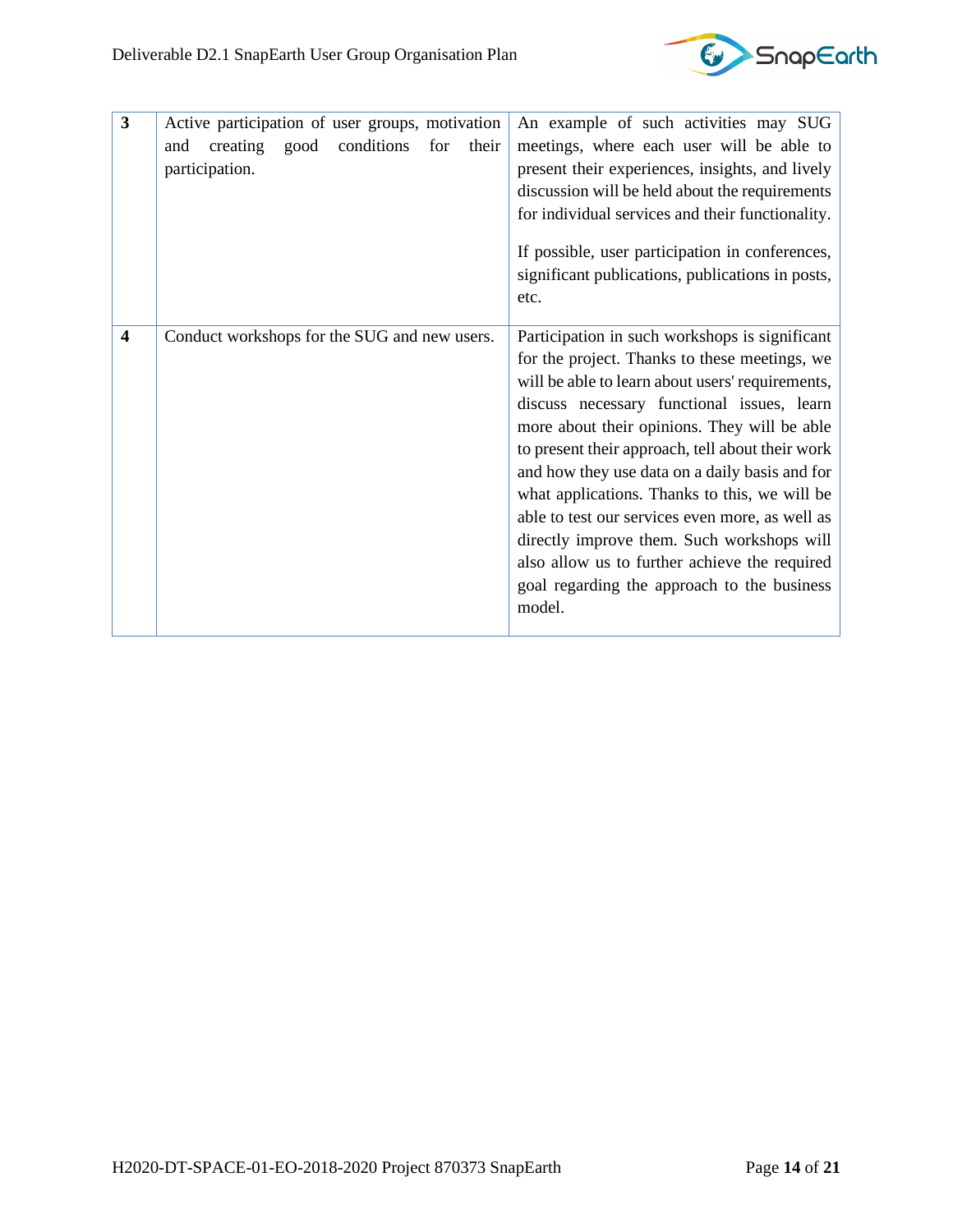| | | |
|---|---|---|
| **3** | Active participation of user groups, motivation and creating good conditions for their participation. | An example of such activities may SUG meetings, where each user will be able to present their experiences, insights, and lively discussion will be held about the requirements for individual services and their functionality.<br><br>If possible, user participation in conferences, significant publications, publications in posts, etc. |
| **4** | Conduct workshops for the SUG and new users. | Participation in such workshops is significant for the project. Thanks to these meetings, we will be able to learn about users' requirements, discuss necessary functional issues, learn more about their opinions. They will be able to present their approach, tell about their work and how they use data on a daily basis and for what applications. Thanks to this, we will be able to test our services even more, as well as directly improve them. Such workshops will also allow us to further achieve the required goal regarding the approach to the business model. |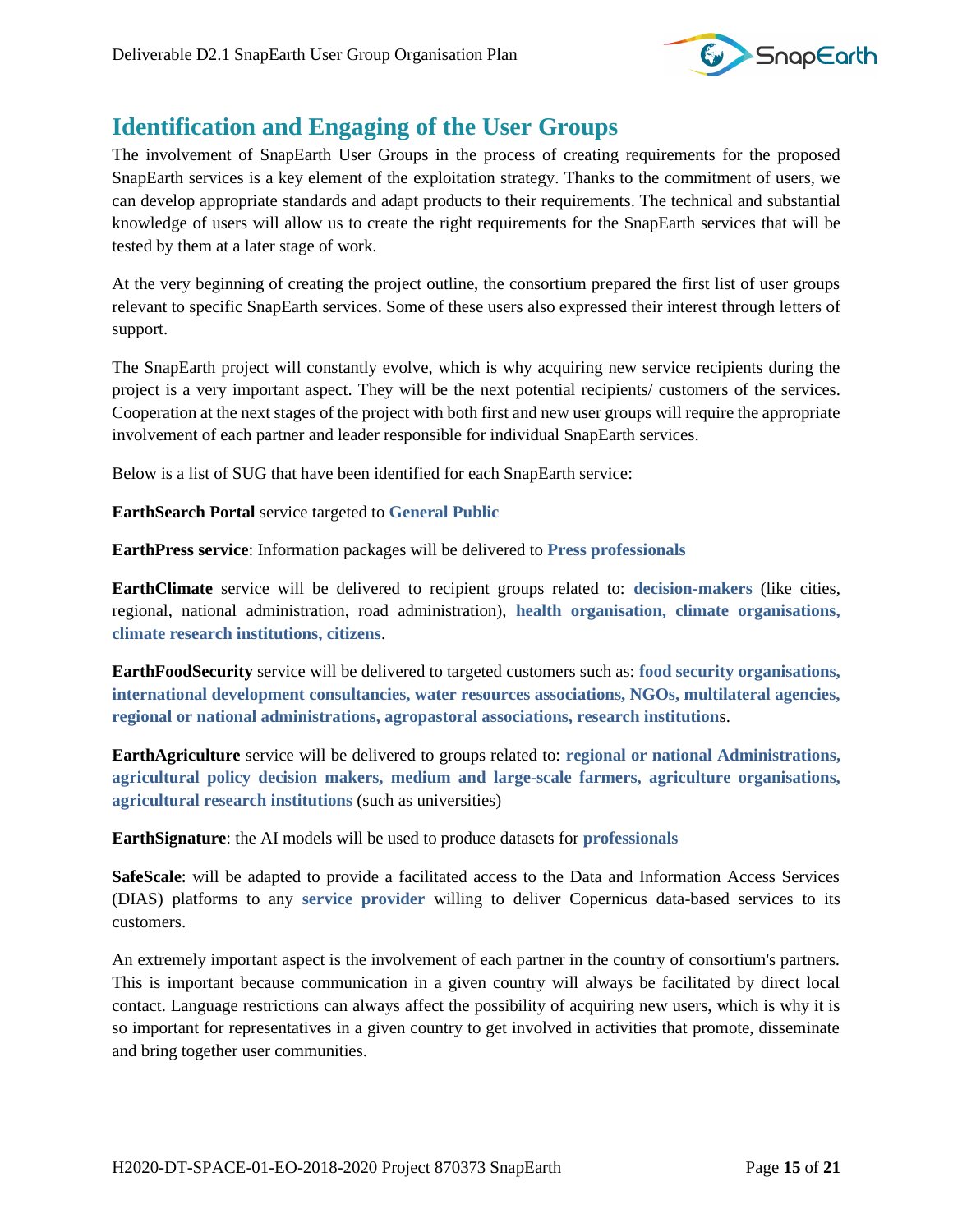## Identification and Engaging of the User Groups

The involvement of SnapEarth User Groups in the process of creating requirements for the proposed SnapEarth services is a key element of the exploitation strategy. Thanks to the commitment of users, we can develop appropriate standards and adapt products to their requirements. The technical and substantial knowledge of users will allow us to create the right requirements for the SnapEarth services that will be tested by them at a later stage of work.

At the very beginning of creating the project outline, the consortium prepared the first list of user groups relevant to specific SnapEarth services. Some of these users also expressed their interest through letters of support.

The SnapEarth project will constantly evolve, which is why acquiring new service recipients during the project is a very important aspect. They will be the next potential recipients/ customers of the services. Cooperation at the next stages of the project with both first and new user groups will require the appropriate involvement of each partner and leader responsible for individual SnapEarth services.

Below is a list of SUG that have been identified for each SnapEarth service:

**EarthSearch Portal** service targeted to **General Public**

**EarthPress service**: Information packages will be delivered to **Press professionals**

**EarthClimate** service will be delivered to recipient groups related to: **decision-makers** (like cities, regional, national administration, road administration), **health organisation, climate organisations, climate research institutions, citizens**.

**EarthFoodSecurity** service will be delivered to targeted customers such as: **food security organisations, international development consultancies, water resources associations, NGOs, multilateral agencies, regional or national administrations, agropastoral associations, research institution**s.

**EarthAgriculture** service will be delivered to groups related to: **regional or national Administrations, agricultural policy decision makers, medium and large-scale farmers, agriculture organisations, agricultural research institutions** (such as universities)

**EarthSignature**: the AI models will be used to produce datasets for **professionals**

**SafeScale**: will be adapted to provide a facilitated access to the Data and Information Access Services (DIAS) platforms to any **service provider** willing to deliver Copernicus data-based services to its customers.

An extremely important aspect is the involvement of each partner in the country of consortium's partners. This is important because communication in a given country will always be facilitated by direct local contact. Language restrictions can always affect the possibility of acquiring new users, which is why it is so important for representatives in a given country to get involved in activities that promote, disseminate and bring together user communities.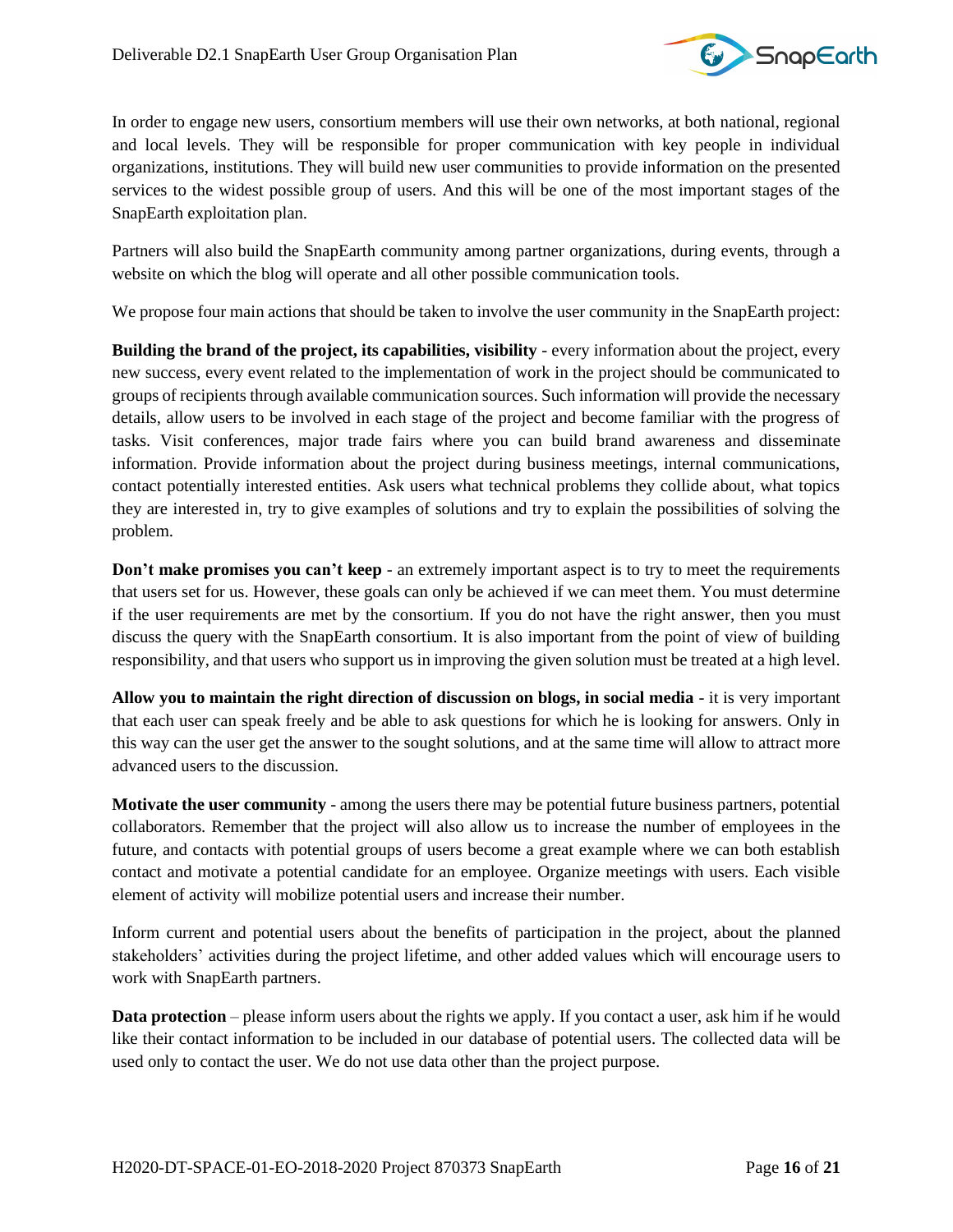In order to engage new users, consortium members will use their own networks, at both national, regional and local levels. They will be responsible for proper communication with key people in individual organizations, institutions. They will build new user communities to provide information on the presented services to the widest possible group of users. And this will be one of the most important stages of the SnapEarth exploitation plan.

Partners will also build the SnapEarth community among partner organizations, during events, through a website on which the blog will operate and all other possible communication tools.

We propose four main actions that should be taken to involve the user community in the SnapEarth project:

**Building the brand of the project, its capabilities, visibility** - every information about the project, every new success, every event related to the implementation of work in the project should be communicated to groups of recipients through available communication sources. Such information will provide the necessary details, allow users to be involved in each stage of the project and become familiar with the progress of tasks. Visit conferences, major trade fairs where you can build brand awareness and disseminate information. Provide information about the project during business meetings, internal communications, contact potentially interested entities. Ask users what technical problems they collide about, what topics they are interested in, try to give examples of solutions and try to explain the possibilities of solving the problem.

**Don't make promises you can't keep** - an extremely important aspect is to try to meet the requirements that users set for us. However, these goals can only be achieved if we can meet them. You must determine if the user requirements are met by the consortium. If you do not have the right answer, then you must discuss the query with the SnapEarth consortium. It is also important from the point of view of building responsibility, and that users who support us in improving the given solution must be treated at a high level.

**Allow you to maintain the right direction of discussion on blogs, in social media** - it is very important that each user can speak freely and be able to ask questions for which he is looking for answers. Only in this way can the user get the answer to the sought solutions, and at the same time will allow to attract more advanced users to the discussion.

**Motivate the user community** - among the users there may be potential future business partners, potential collaborators. Remember that the project will also allow us to increase the number of employees in the future, and contacts with potential groups of users become a great example where we can both establish contact and motivate a potential candidate for an employee. Organize meetings with users. Each visible element of activity will mobilize potential users and increase their number.

Inform current and potential users about the benefits of participation in the project, about the planned stakeholders' activities during the project lifetime, and other added values which will encourage users to work with SnapEarth partners.

**Data protection** – please inform users about the rights we apply. If you contact a user, ask him if he would like their contact information to be included in our database of potential users. The collected data will be used only to contact the user. We do not use data other than the project purpose.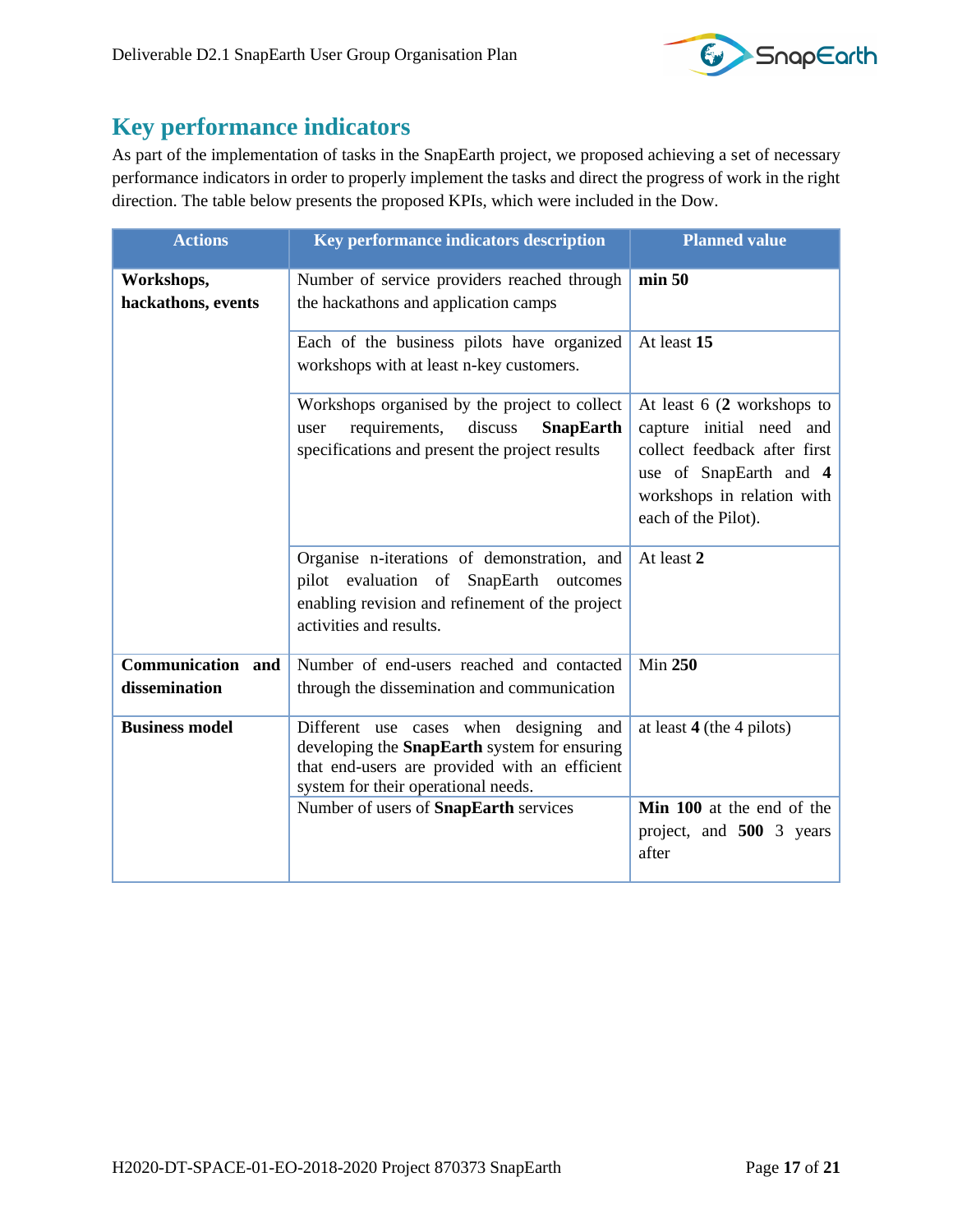## Key performance indicators

As part of the implementation of tasks in the SnapEarth project, we proposed achieving a set of necessary performance indicators in order to properly implement the tasks and direct the progress of work in the right direction. The table below presents the proposed KPIs, which were included in the Dow.

| Actions | Key performance indicators description | Planned value |
|---|---|---|
| **Workshops, hackathons, events** | Number of service providers reached through the hackathons and application camps | **min 50** |
| | Each of the business pilots have organized workshops with at least n-key customers. | At least **15** |
| | Workshops organised by the project to collect user requirements, discuss **SnapEarth** specifications and present the project results | At least 6 (**2** workshops to capture initial need and collect feedback after first use of SnapEarth and **4** workshops in relation with each of the Pilot). |
| | Organise n-iterations of demonstration, and pilot evaluation of SnapEarth outcomes enabling revision and refinement of the project activities and results. | At least **2** |
| **Communication and dissemination** | Number of end-users reached and contacted through the dissemination and communication | Min **250** |
| **Business model** | Different use cases when designing and developing the **SnapEarth** system for ensuring that end-users are provided with an efficient system for their operational needs. | at least **4** (the 4 pilots) |
| | Number of users of **SnapEarth** services | **Min 100** at the end of the project, and **500** 3 years after |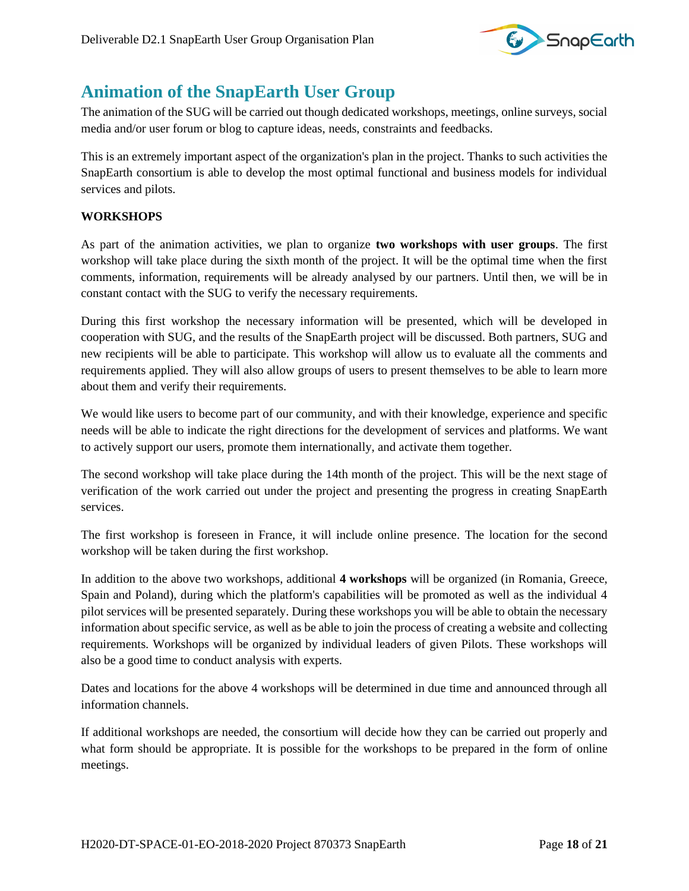# Animation of the SnapEarth User Group

The animation of the SUG will be carried out though dedicated workshops, meetings, online surveys, social media and/or user forum or blog to capture ideas, needs, constraints and feedbacks.

This is an extremely important aspect of the organization's plan in the project. Thanks to such activities the SnapEarth consortium is able to develop the most optimal functional and business models for individual services and pilots.

**WORKSHOPS**

As part of the animation activities, we plan to organize **two workshops with user groups**. The first workshop will take place during the sixth month of the project. It will be the optimal time when the first comments, information, requirements will be already analysed by our partners. Until then, we will be in constant contact with the SUG to verify the necessary requirements.

During this first workshop the necessary information will be presented, which will be developed in cooperation with SUG, and the results of the SnapEarth project will be discussed. Both partners, SUG and new recipients will be able to participate. This workshop will allow us to evaluate all the comments and requirements applied. They will also allow groups of users to present themselves to be able to learn more about them and verify their requirements.

We would like users to become part of our community, and with their knowledge, experience and specific needs will be able to indicate the right directions for the development of services and platforms. We want to actively support our users, promote them internationally, and activate them together.

The second workshop will take place during the 14th month of the project. This will be the next stage of verification of the work carried out under the project and presenting the progress in creating SnapEarth services.

The first workshop is foreseen in France, it will include online presence. The location for the second workshop will be taken during the first workshop.

In addition to the above two workshops, additional **4 workshops** will be organized (in Romania, Greece, Spain and Poland), during which the platform's capabilities will be promoted as well as the individual 4 pilot services will be presented separately. During these workshops you will be able to obtain the necessary information about specific service, as well as be able to join the process of creating a website and collecting requirements. Workshops will be organized by individual leaders of given Pilots. These workshops will also be a good time to conduct analysis with experts.

Dates and locations for the above 4 workshops will be determined in due time and announced through all information channels.

If additional workshops are needed, the consortium will decide how they can be carried out properly and what form should be appropriate. It is possible for the workshops to be prepared in the form of online meetings.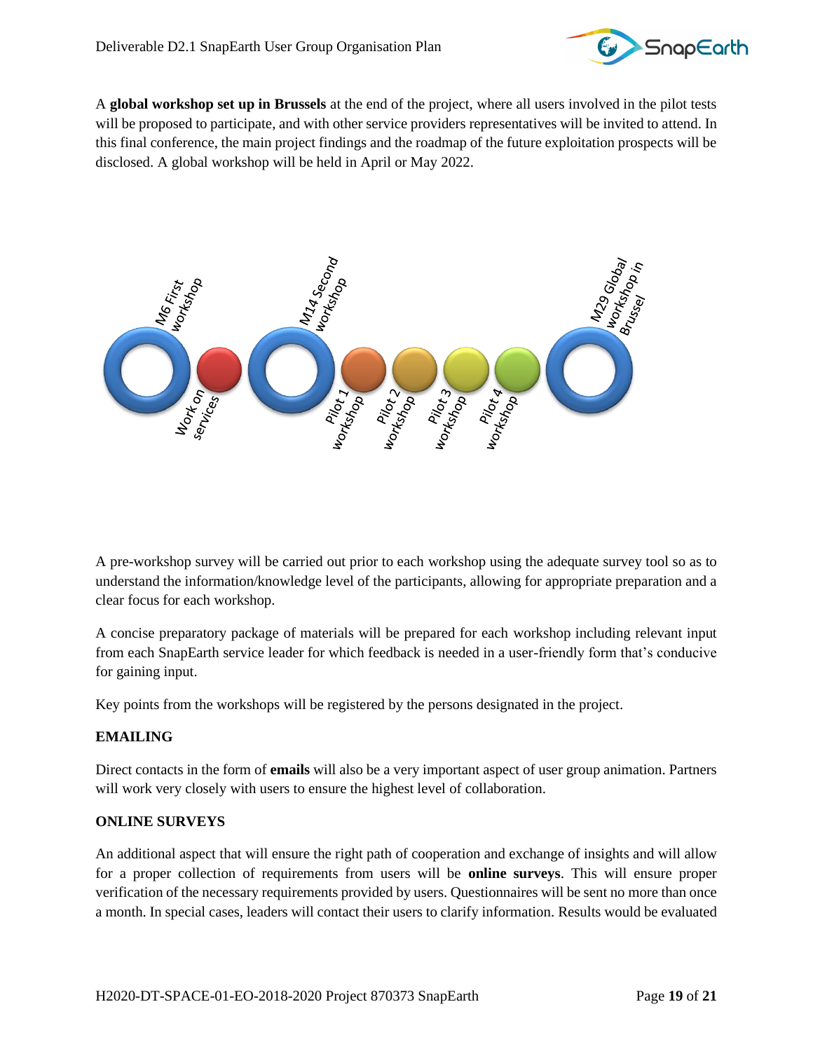A **global workshop set up in Brussels** at the end of the project, where all users involved in the pilot tests will be proposed to participate, and with other service providers representatives will be invited to attend. In this final conference, the main project findings and the roadmap of the future exploitation prospects will be disclosed. A global workshop will be held in April or May 2022.

M6 First workshop — Work on services — M14 Second workshop — Pilot 1 workshop — Pilot 2 workshop — Pilot 3 workshop — Pilot 4 workshop — M29 Global workshop in Brussel

A pre-workshop survey will be carried out prior to each workshop using the adequate survey tool so as to understand the information/knowledge level of the participants, allowing for appropriate preparation and a clear focus for each workshop.

A concise preparatory package of materials will be prepared for each workshop including relevant input from each SnapEarth service leader for which feedback is needed in a user-friendly form that's conducive for gaining input.

Key points from the workshops will be registered by the persons designated in the project.

**EMAILING**

Direct contacts in the form of **emails** will also be a very important aspect of user group animation. Partners will work very closely with users to ensure the highest level of collaboration.

**ONLINE SURVEYS**

An additional aspect that will ensure the right path of cooperation and exchange of insights and will allow for a proper collection of requirements from users will be **online surveys**. This will ensure proper verification of the necessary requirements provided by users. Questionnaires will be sent no more than once a month. In special cases, leaders will contact their users to clarify information. Results would be evaluated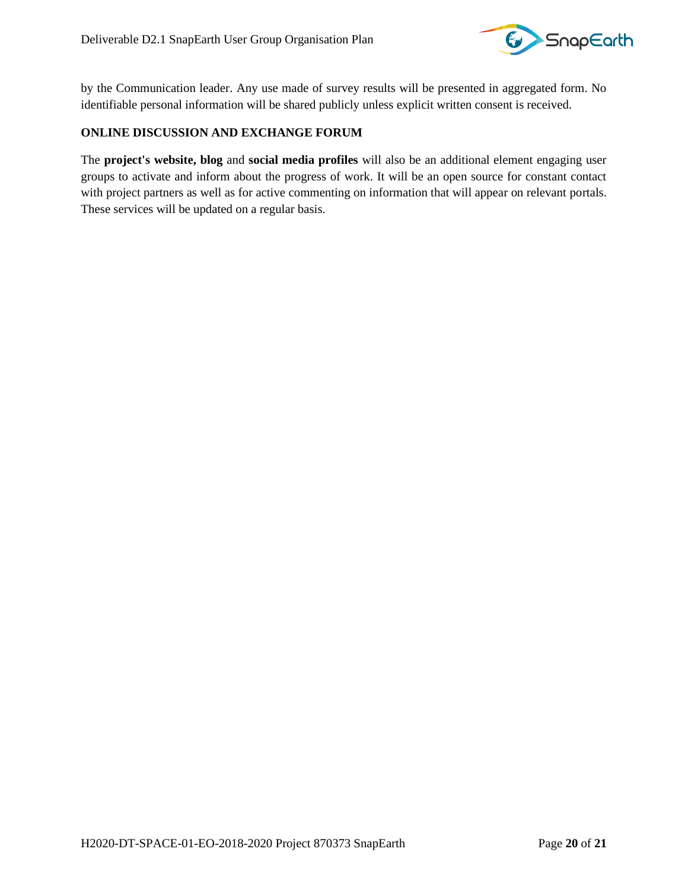by the Communication leader. Any use made of survey results will be presented in aggregated form. No identifiable personal information will be shared publicly unless explicit written consent is received.

**ONLINE DISCUSSION AND EXCHANGE FORUM**

The **project's website, blog** and **social media profiles** will also be an additional element engaging user groups to activate and inform about the progress of work. It will be an open source for constant contact with project partners as well as for active commenting on information that will appear on relevant portals. These services will be updated on a regular basis.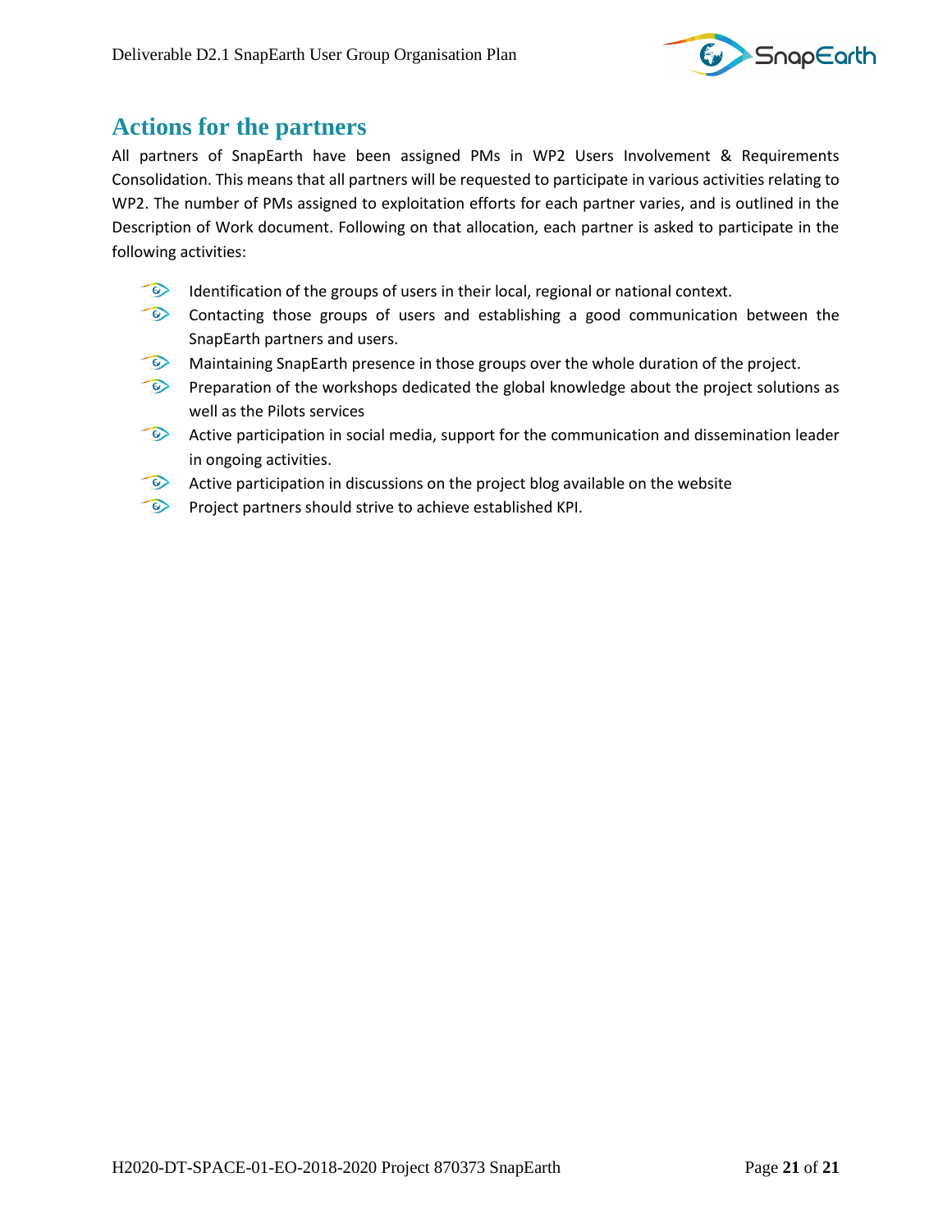## Actions for the partners

All partners of SnapEarth have been assigned PMs in WP2 Users Involvement & Requirements Consolidation. This means that all partners will be requested to participate in various activities relating to WP2. The number of PMs assigned to exploitation efforts for each partner varies, and is outlined in the Description of Work document. Following on that allocation, each partner is asked to participate in the following activities:

- Identification of the groups of users in their local, regional or national context.
- Contacting those groups of users and establishing a good communication between the SnapEarth partners and users.
- Maintaining SnapEarth presence in those groups over the whole duration of the project.
- Preparation of the workshops dedicated the global knowledge about the project solutions as well as the Pilots services
- Active participation in social media, support for the communication and dissemination leader in ongoing activities.
- Active participation in discussions on the project blog available on the website
- Project partners should strive to achieve established KPI.